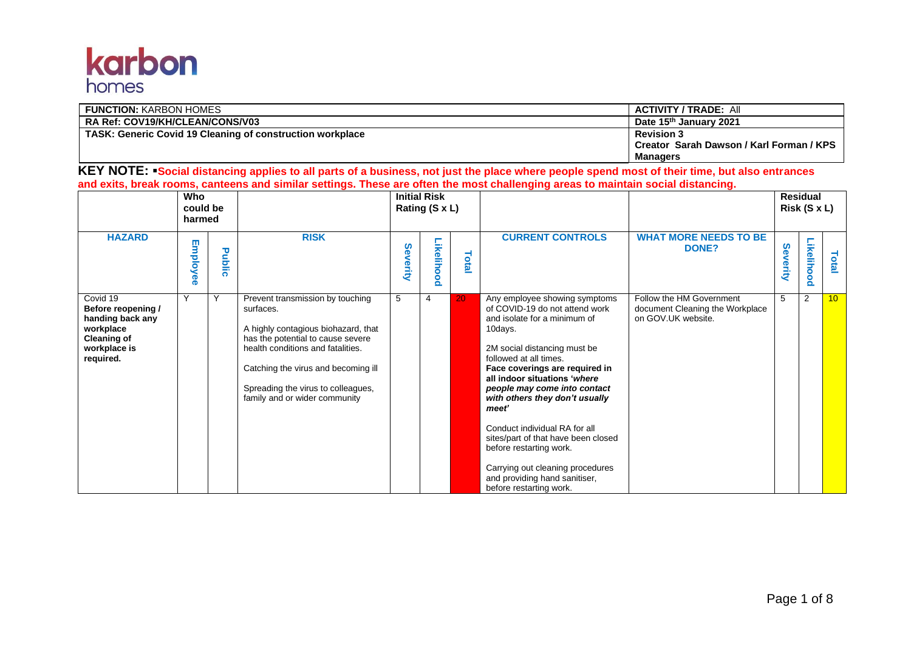karbon homes

| **FUNCTION:** KARBON HOMES | **ACTIVITY / TRADE:** All |
|---|---|
| **RA Ref: COV19/KH/CLEAN/CONS/V03** | **Date 15th January 2021** |
| **TASK: Generic Covid 19 Cleaning of construction workplace** | **Revision 3**<br>**Creator Sarah Dawson / Karl Forman / KPS Managers** |

**KEY NOTE: ▪Social distancing applies to all parts of a business, not just the place where people spend most of their time, but also entrances and exits, break rooms, canteens and similar settings. These are often the most challenging areas to maintain social distancing.**

| | **Who could be harmed** | | | **Initial Risk Rating (S x L)** | | | | | **Residual Risk (S x L)** | | |
|---|---|---|---|---|---|---|---|---|---|---|---|
| **HAZARD** | **Employee** | **Public** | **RISK** | **Severity** | **Likelihood** | **Total** | **CURRENT CONTROLS** | **WHAT MORE NEEDS TO BE DONE?** | **Severity** | **Likelihood** | **Total** |
| Covid 19<br>**Before reopening / handing back any workplace Cleaning of workplace is required.** | Y | Y | Prevent transmission by touching surfaces.<br><br>A highly contagious biohazard, that has the potential to cause severe health conditions and fatalities.<br><br>Catching the virus and becoming ill<br><br>Spreading the virus to colleagues, family and or wider community | 5 | 4 | 20 | Any employee showing symptoms of COVID-19 do not attend work and isolate for a minimum of 10days.<br><br>2M social distancing must be followed at all times.<br>**Face coverings are required in all indoor situations '*where people may come into contact with others they don't usually meet*'**<br><br>Conduct individual RA for all sites/part of that have been closed before restarting work.<br><br>Carrying out cleaning procedures and providing hand sanitiser, before restarting work. | Follow the HM Government document Cleaning the Workplace on GOV.UK website. | 5 | 2 | 10 |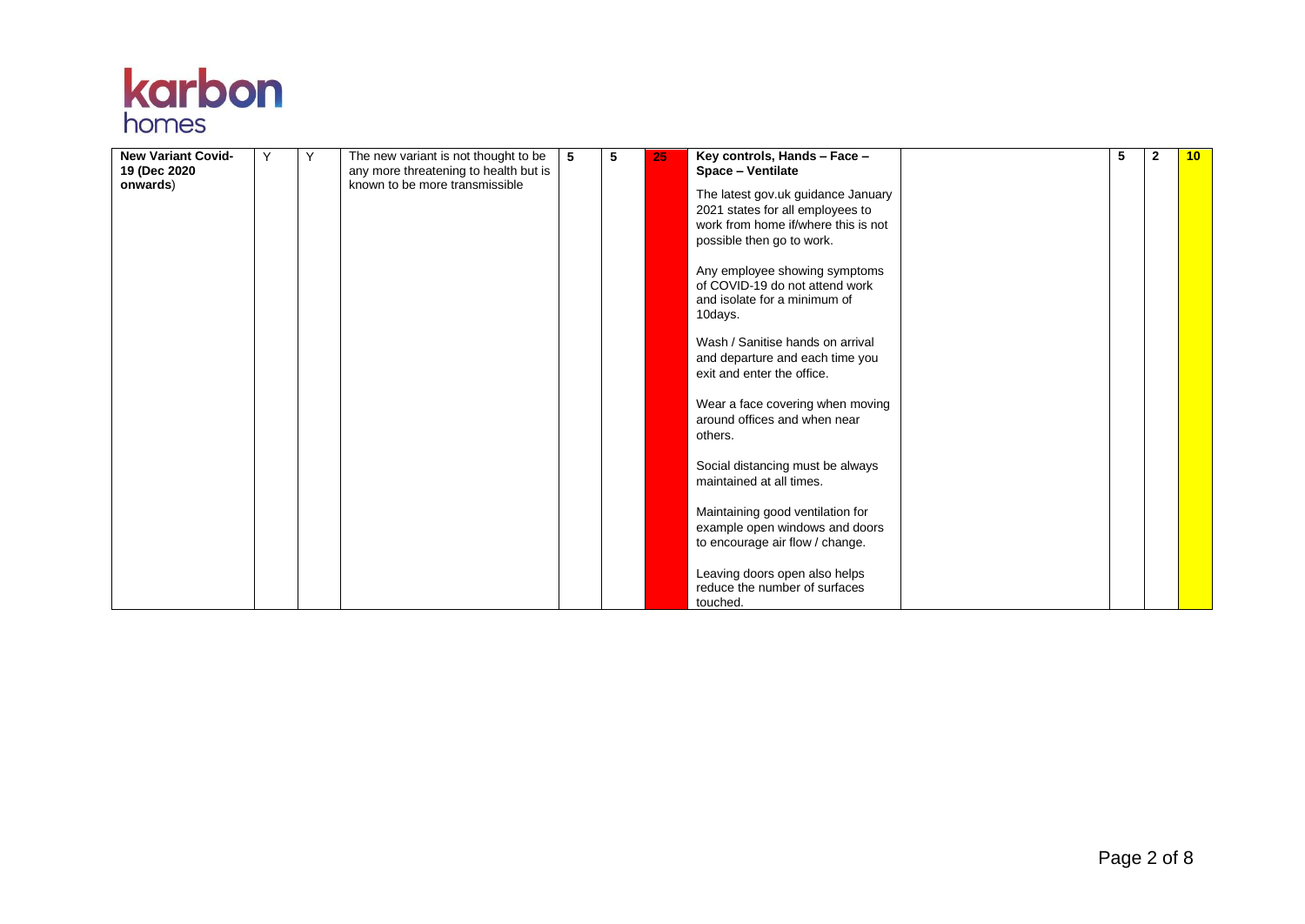| | | | | | | | | | | | |
|---|---|---|---|---|---|---|---|---|---|---|---|
| **New Variant Covid-19 (Dec 2020 onwards**) | Y | Y | The new variant is not thought to be any more threatening to health but is known to be more transmissible | **5** | **5** | **25** | **Key controls, Hands – Face – Space – Ventilate**<br><br>The latest gov.uk guidance January 2021 states for all employees to work from home if/where this is not possible then go to work.<br><br>Any employee showing symptoms of COVID-19 do not attend work and isolate for a minimum of 10days.<br><br>Wash / Sanitise hands on arrival and departure and each time you exit and enter the office.<br><br>Wear a face covering when moving around offices and when near others.<br><br>Social distancing must be always maintained at all times.<br><br>Maintaining good ventilation for example open windows and doors to encourage air flow / change.<br><br>Leaving doors open also helps reduce the number of surfaces touched. | | **5** | **2** | **10** |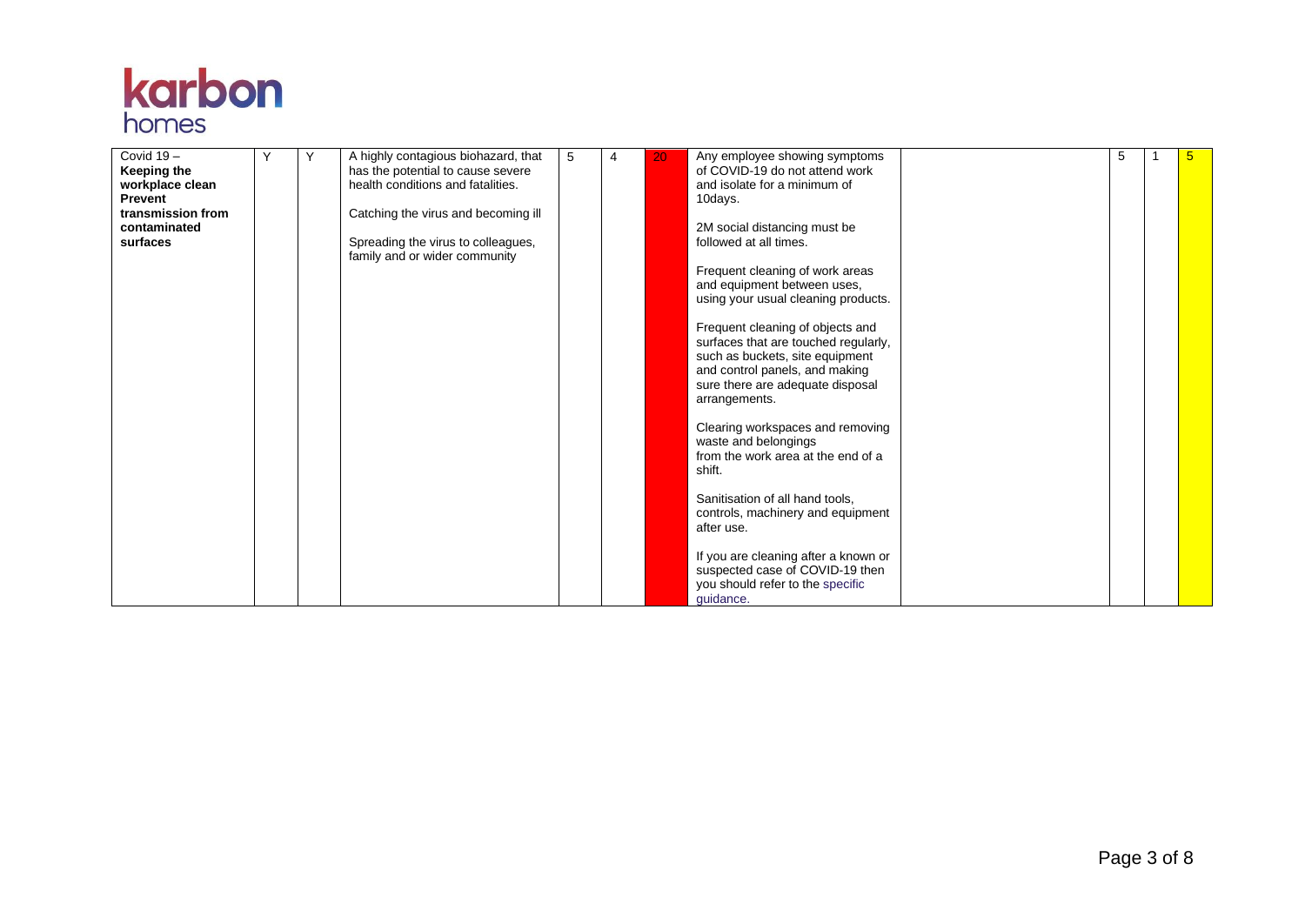| Covid 19 – **Keeping the workplace clean Prevent transmission from contaminated surfaces** | Y | Y | A highly contagious biohazard, that has the potential to cause severe health conditions and fatalities.<br><br>Catching the virus and becoming ill<br><br>Spreading the virus to colleagues, family and or wider community | 5 | 4 | 20 | Any employee showing symptoms of COVID-19 do not attend work and isolate for a minimum of 10days.<br><br>2M social distancing must be followed at all times.<br><br>Frequent cleaning of work areas and equipment between uses, using your usual cleaning products.<br><br>Frequent cleaning of objects and surfaces that are touched regularly, such as buckets, site equipment and control panels, and making sure there are adequate disposal arrangements.<br><br>Clearing workspaces and removing waste and belongings from the work area at the end of a shift.<br><br>Sanitisation of all hand tools, controls, machinery and equipment after use.<br><br>If you are cleaning after a known or suspected case of COVID-19 then you should refer to the specific guidance. | | 5 | 1 | 5 |
|---|---|---|---|---|---|---|---|---|---|---|---|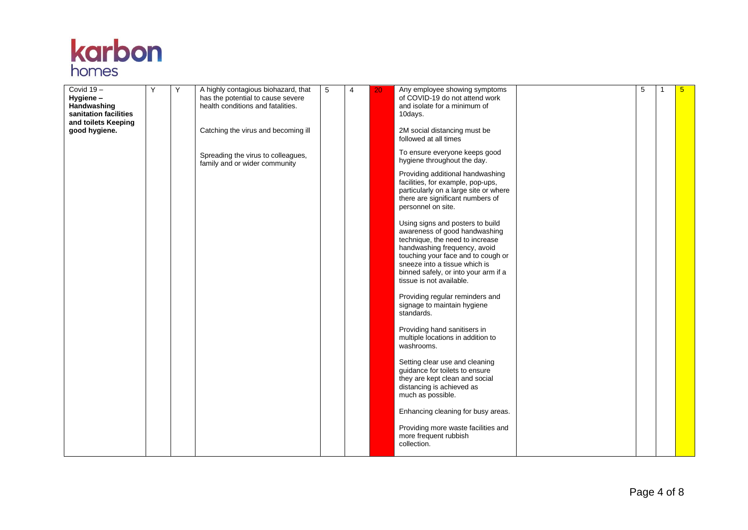| | | | | | | | | | | | |
|---|---|---|---|---|---|---|---|---|---|---|---|
| **Covid 19 – Hygiene – Handwashing sanitation facilities and toilets Keeping good hygiene.** | Y | Y | A highly contagious biohazard, that has the potential to cause severe health conditions and fatalities.<br><br>Catching the virus and becoming ill<br><br>Spreading the virus to colleagues, family and or wider community | 5 | 4 | 20 | Any employee showing symptoms of COVID-19 do not attend work and isolate for a minimum of 10days.<br><br>2M social distancing must be followed at all times<br><br>To ensure everyone keeps good hygiene throughout the day.<br><br>Providing additional handwashing facilities, for example, pop-ups, particularly on a large site or where there are significant numbers of personnel on site.<br><br>Using signs and posters to build awareness of good handwashing technique, the need to increase handwashing frequency, avoid touching your face and to cough or sneeze into a tissue which is binned safely, or into your arm if a tissue is not available.<br><br>Providing regular reminders and signage to maintain hygiene standards.<br><br>Providing hand sanitisers in multiple locations in addition to washrooms.<br><br>Setting clear use and cleaning guidance for toilets to ensure they are kept clean and social distancing is achieved as much as possible.<br><br>Enhancing cleaning for busy areas.<br><br>Providing more waste facilities and more frequent rubbish collection. | | 5 | 1 | 5 |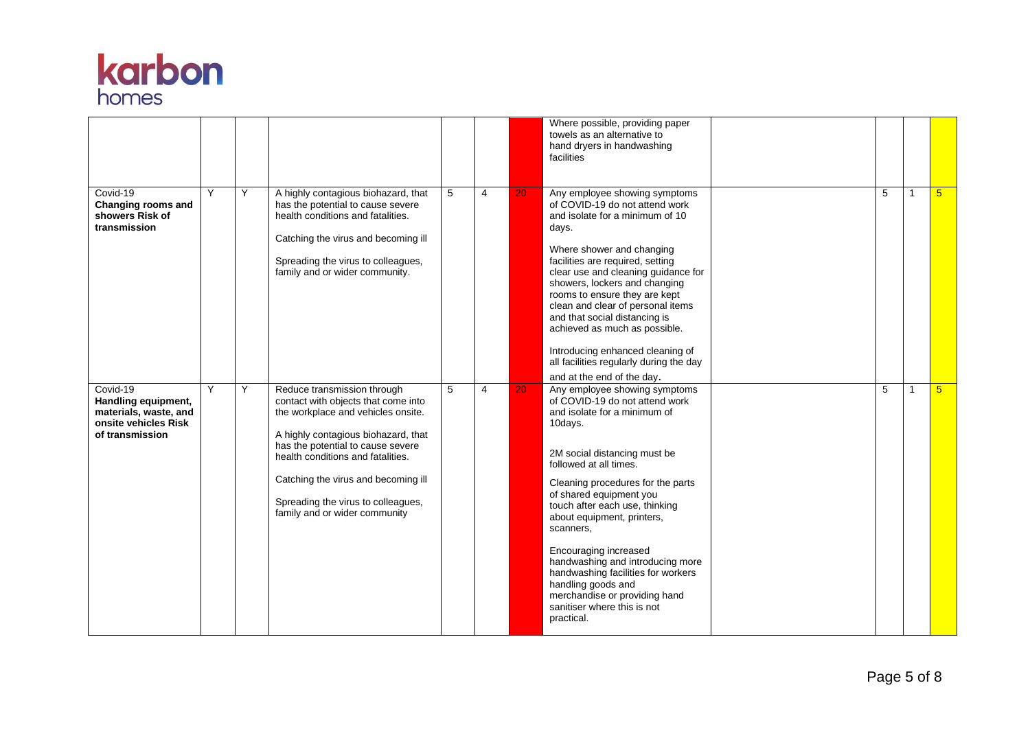![karbon homes logo]

| | | | | | | | | | | | |
|---|---|---|---|---|---|---|---|---|---|---|---|
| | | | | | | | Where possible, providing paper towels as an alternative to hand dryers in handwashing facilities | | | | |
| Covid-19 **Changing rooms and showers Risk of transmission** | Y | Y | A highly contagious biohazard, that has the potential to cause severe health conditions and fatalities.<br><br>Catching the virus and becoming ill<br><br>Spreading the virus to colleagues, family and or wider community. | 5 | 4 | 20 | Any employee showing symptoms of COVID-19 do not attend work and isolate for a minimum of 10 days.<br><br>Where shower and changing facilities are required, setting clear use and cleaning guidance for showers, lockers and changing rooms to ensure they are kept clean and clear of personal items and that social distancing is achieved as much as possible.<br><br>Introducing enhanced cleaning of all facilities regularly during the day and at the end of the day. | | 5 | 1 | 5 |
| Covid-19 **Handling equipment, materials, waste, and onsite vehicles Risk of transmission** | Y | Y | Reduce transmission through contact with objects that come into the workplace and vehicles onsite.<br><br>A highly contagious biohazard, that has the potential to cause severe health conditions and fatalities.<br><br>Catching the virus and becoming ill<br><br>Spreading the virus to colleagues, family and or wider community | 5 | 4 | 20 | Any employee showing symptoms of COVID-19 do not attend work and isolate for a minimum of 10days.<br><br>2M social distancing must be followed at all times.<br><br>Cleaning procedures for the parts of shared equipment you touch after each use, thinking about equipment, printers, scanners,<br><br>Encouraging increased handwashing and introducing more handwashing facilities for workers handling goods and merchandise or providing hand sanitiser where this is not practical. | | 5 | 1 | 5 |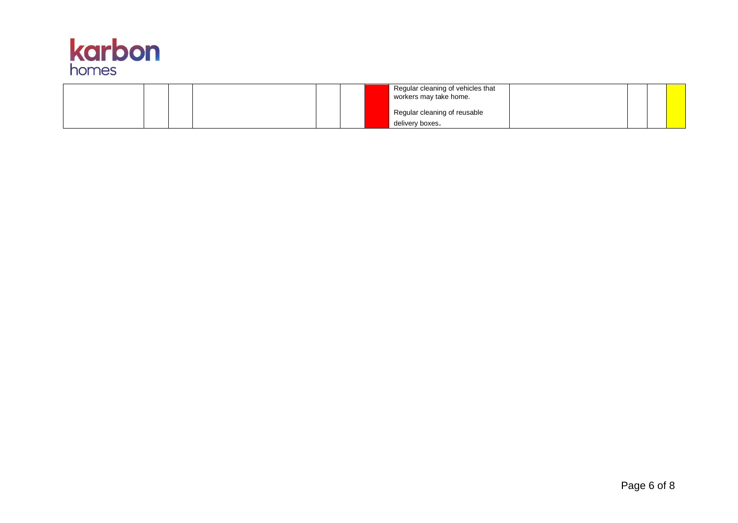|  |  |  |  |  |  |  | Regular cleaning of vehicles that workers may take home.<br><br>Regular cleaning of reusable delivery boxes. |  |  |  |  |
|---|---|---|---|---|---|---|---|---|---|---|---|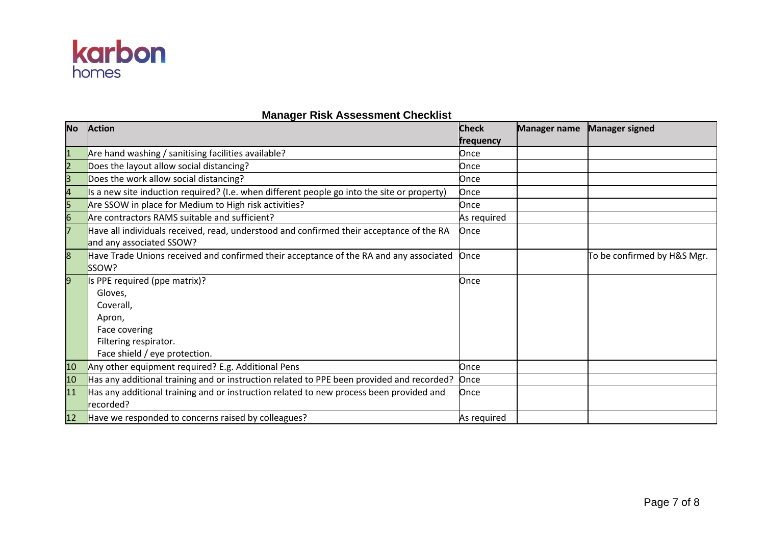karbon homes

## Manager Risk Assessment Checklist

| No | Action | Check frequency | Manager name | Manager signed |
|---|---|---|---|---|
| 1 | Are hand washing / sanitising facilities available? | Once | | |
| 2 | Does the layout allow social distancing? | Once | | |
| 3 | Does the work allow social distancing? | Once | | |
| 4 | Is a new site induction required? (I.e. when different people go into the site or property) | Once | | |
| 5 | Are SSOW in place for Medium to High risk activities? | Once | | |
| 6 | Are contractors RAMS suitable and sufficient? | As required | | |
| 7 | Have all individuals received, read, understood and confirmed their acceptance of the RA and any associated SSOW? | Once | | |
| 8 | Have Trade Unions received and confirmed their acceptance of the RA and any associated SSOW? | Once | | To be confirmed by H&S Mgr. |
| 9 | Is PPE required (ppe matrix)?<br>Gloves,<br>Coverall,<br>Apron,<br>Face covering<br>Filtering respirator.<br>Face shield / eye protection. | Once | | |
| 10 | Any other equipment required? E.g. Additional Pens | Once | | |
| 10 | Has any additional training and or instruction related to PPE been provided and recorded? | Once | | |
| 11 | Has any additional training and or instruction related to new process been provided and recorded? | Once | | |
| 12 | Have we responded to concerns raised by colleagues? | As required | | |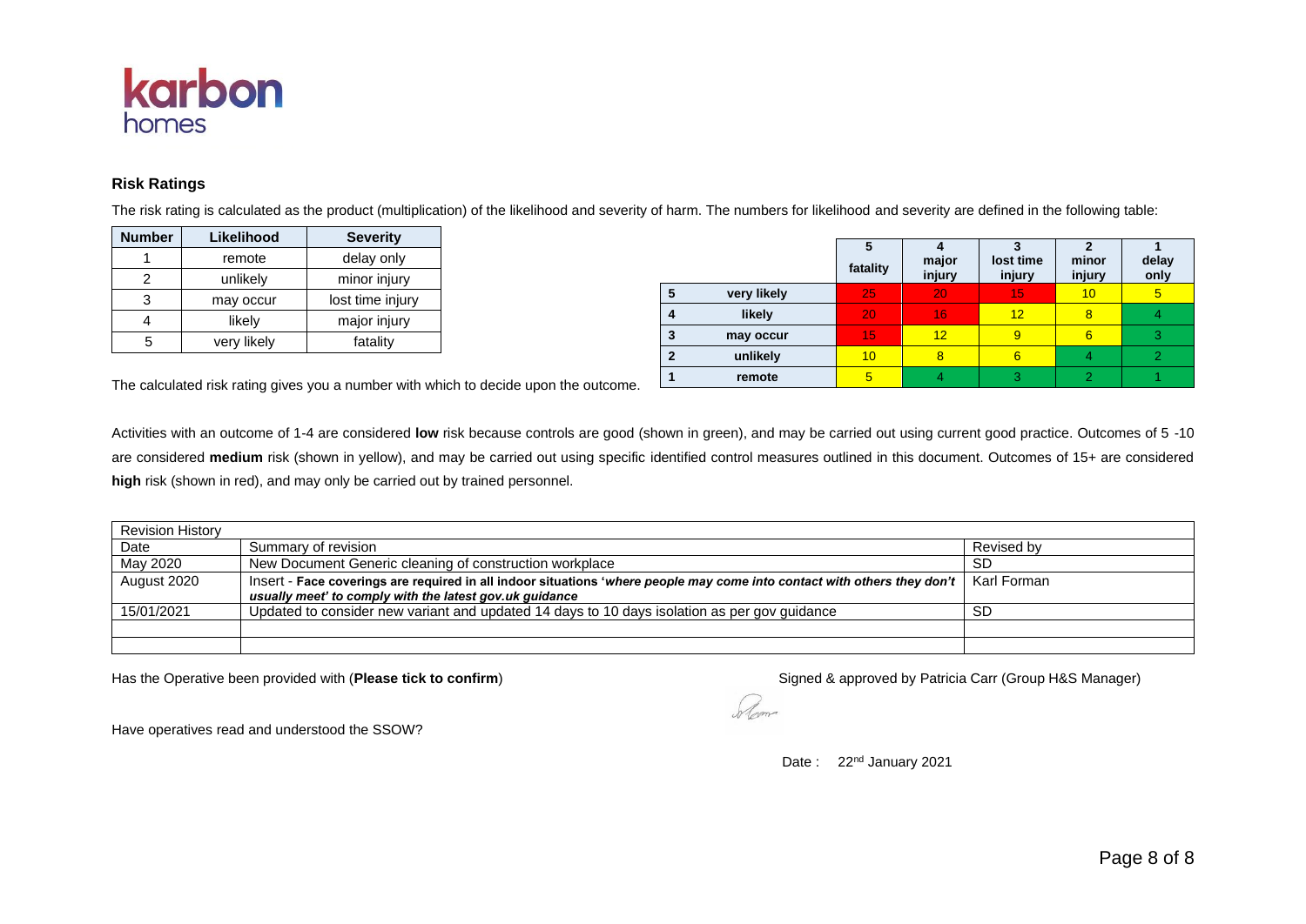karbon homes

## Risk Ratings

The risk rating is calculated as the product (multiplication) of the likelihood and severity of harm. The numbers for likelihood and severity are defined in the following table:

| Number | Likelihood | Severity |
|---|---|---|
| 1 | remote | delay only |
| 2 | unlikely | minor injury |
| 3 | may occur | lost time injury |
| 4 | likely | major injury |
| 5 | very likely | fatality |

| | | 5 fatality | 4 major injury | 3 lost time injury | 2 minor injury | 1 delay only |
|---|---|---|---|---|---|---|
| 5 | very likely | 25 | 20 | 15 | 10 | 5 |
| 4 | likely | 20 | 16 | 12 | 8 | 4 |
| 3 | may occur | 15 | 12 | 9 | 6 | 3 |
| 2 | unlikely | 10 | 8 | 6 | 4 | 2 |
| 1 | remote | 5 | 4 | 3 | 2 | 1 |

The calculated risk rating gives you a number with which to decide upon the outcome.

Activities with an outcome of 1-4 are considered **low** risk because controls are good (shown in green), and may be carried out using current good practice. Outcomes of 5 -10 are considered **medium** risk (shown in yellow), and may be carried out using specific identified control measures outlined in this document. Outcomes of 15+ are considered **high** risk (shown in red), and may only be carried out by trained personnel.

| Revision History | | |
|---|---|---|
| Date | Summary of revision | Revised by |
| May 2020 | New Document Generic cleaning of construction workplace | SD |
| August 2020 | Insert - **Face coverings are required in all indoor situations '*where people may come into contact with others they don't usually meet' to comply with the latest gov.uk guidance*** | Karl Forman |
| 15/01/2021 | Updated to consider new variant and updated 14 days to 10 days isolation as per gov guidance | SD |
| | | |
| | | |

Has the Operative been provided with (**Please tick to confirm**)

Have operatives read and understood the SSOW?

Signed & approved by Patricia Carr (Group H&S Manager)

Date : 22nd January 2021